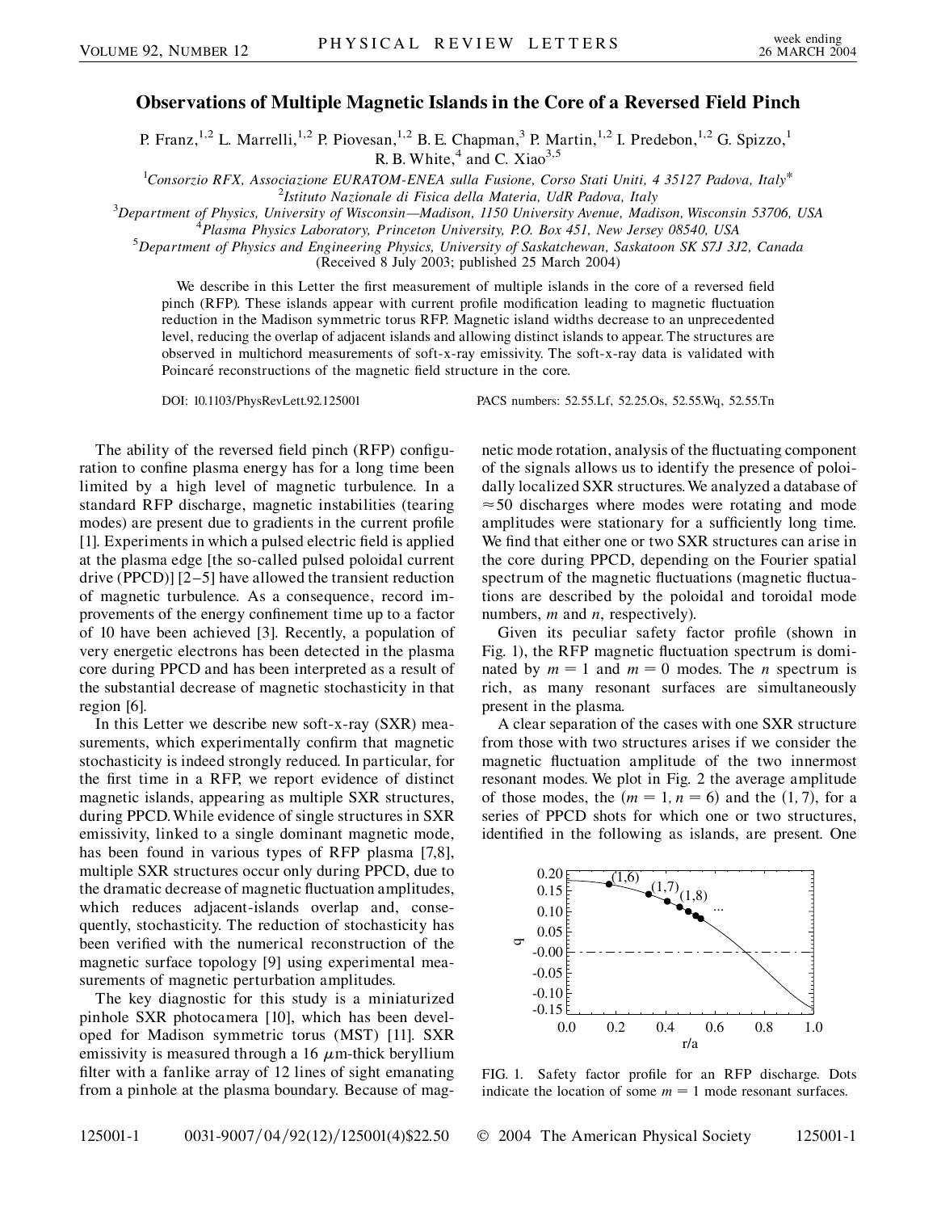# Observations of Multiple Magnetic Islands in the Core of a Reversed Field Pinch

P. Franz,[1,2] L. Marrelli,[1,2] P. Piovesan,[1,2] B. E. Chapman,[3] P. Martin,[1,2] I. Predebon,[1,2] G. Spizzo,[1] R. B. White,[4] and C. Xiao[3,5]

[1]Consorzio RFX, Associazione EURATOM-ENEA sulla Fusione, Corso Stati Uniti, 4 35127 Padova, Italy*
[2]Istituto Nazionale di Fisica della Materia, UdR Padova, Italy
[3]Department of Physics, University of Wisconsin—Madison, 1150 University Avenue, Madison, Wisconsin 53706, USA
[4]Plasma Physics Laboratory, Princeton University, P.O. Box 451, New Jersey 08540, USA
[5]Department of Physics and Engineering Physics, University of Saskatchewan, Saskatoon SK S7J 3J2, Canada

(Received 8 July 2003; published 25 March 2004)

We describe in this Letter the first measurement of multiple islands in the core of a reversed field pinch (RFP). These islands appear with current profile modification leading to magnetic fluctuation reduction in the Madison symmetric torus RFP. Magnetic island widths decrease to an unprecedented level, reducing the overlap of adjacent islands and allowing distinct islands to appear. The structures are observed in multichord measurements of soft-x-ray emissivity. The soft-x-ray data is validated with Poincaré reconstructions of the magnetic field structure in the core.

DOI: 10.1103/PhysRevLett.92.125001 PACS numbers: 52.55.Lf, 52.25.Os, 52.55.Wq, 52.55.Tn

The ability of the reversed field pinch (RFP) configuration to confine plasma energy has for a long time been limited by a high level of magnetic turbulence. In a standard RFP discharge, magnetic instabilities (tearing modes) are present due to gradients in the current profile [1]. Experiments in which a pulsed electric field is applied at the plasma edge [the so-called pulsed poloidal current drive (PPCD)] [2–5] have allowed the transient reduction of magnetic turbulence. As a consequence, record improvements of the energy confinement time up to a factor of 10 have been achieved [3]. Recently, a population of very energetic electrons has been detected in the plasma core during PPCD and has been interpreted as a result of the substantial decrease of magnetic stochasticity in that region [6].

In this Letter we describe new soft-x-ray (SXR) measurements, which experimentally confirm that magnetic stochasticity is indeed strongly reduced. In particular, for the first time in a RFP, we report evidence of distinct magnetic islands, appearing as multiple SXR structures, during PPCD. While evidence of single structures in SXR emissivity, linked to a single dominant magnetic mode, has been found in various types of RFP plasma [7,8], multiple SXR structures occur only during PPCD, due to the dramatic decrease of magnetic fluctuation amplitudes, which reduces adjacent-islands overlap and, consequently, stochasticity. The reduction of stochasticity has been verified with the numerical reconstruction of the magnetic surface topology [9] using experimental measurements of magnetic perturbation amplitudes.

The key diagnostic for this study is a miniaturized pinhole SXR photocamera [10], which has been developed for Madison symmetric torus (MST) [11]. SXR emissivity is measured through a 16 $\mu$m-thick beryllium filter with a fanlike array of 12 lines of sight emanating from a pinhole at the plasma boundary. Because of magnetic mode rotation, analysis of the fluctuating component of the signals allows us to identify the presence of poloidally localized SXR structures. We analyzed a database of $\approx 50$ discharges where modes were rotating and mode amplitudes were stationary for a sufficiently long time. We find that either one or two SXR structures can arise in the core during PPCD, depending on the Fourier spatial spectrum of the magnetic fluctuations (magnetic fluctuations are described by the poloidal and toroidal mode numbers, $m$ and $n$, respectively).

Given its peculiar safety factor profile (shown in Fig. 1), the RFP magnetic fluctuation spectrum is dominated by $m = 1$ and $m = 0$ modes. The $n$ spectrum is rich, as many resonant surfaces are simultaneously present in the plasma.

A clear separation of the cases with one SXR structure from those with two structures arises if we consider the magnetic fluctuation amplitude of the two innermost resonant modes. We plot in Fig. 2 the average amplitude of those modes, the $(m = 1, n = 6)$ and the $(1, 7)$, for a series of PPCD shots for which one or two structures, identified in the following as islands, are present. One

FIG. 1. Safety factor profile for an RFP discharge. Dots indicate the location of some $m = 1$ mode resonant surfaces.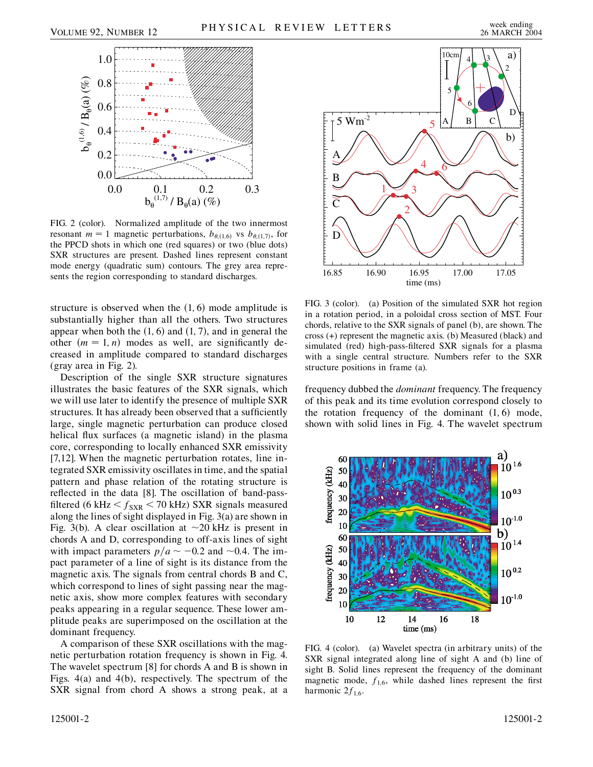FIG. 2 (color). Normalized amplitude of the two innermost resonant $m = 1$ magnetic perturbations, $b_{\theta,(1,6)}$ vs $b_{\theta,(1,7)}$, for the PPCD shots in which one (red squares) or two (blue dots) SXR structures are present. Dashed lines represent constant mode energy (quadratic sum) contours. The grey area represents the region corresponding to standard discharges.

structure is observed when the $(1,6)$ mode amplitude is substantially higher than all the others. Two structures appear when both the $(1,6)$ and $(1,7)$, and in general the other $(m = 1, n)$ modes as well, are significantly decreased in amplitude compared to standard discharges (gray area in Fig. 2).

Description of the single SXR structure signatures illustrates the basic features of the SXR signals, which we will use later to identify the presence of multiple SXR structures. It has already been observed that a sufficiently large, single magnetic perturbation can produce closed helical flux surfaces (a magnetic island) in the plasma core, corresponding to locally enhanced SXR emissivity [7,12]. When the magnetic perturbation rotates, line integrated SXR emissivity oscillates in time, and the spatial pattern and phase relation of the rotating structure is reflected in the data [8]. The oscillation of band-pass-filtered ($6$ kHz $< f_{SXR} < 70$ kHz) SXR signals measured along the lines of sight displayed in Fig. 3(a) are shown in Fig. 3(b). A clear oscillation at $\sim$20 kHz is present in chords A and D, corresponding to off-axis lines of sight with impact parameters $p/a \sim -0.2$ and $\sim$0.4. The impact parameter of a line of sight is its distance from the magnetic axis. The signals from central chords B and C, which correspond to lines of sight passing near the magnetic axis, show more complex features with secondary peaks appearing in a regular sequence. These lower amplitude peaks are superimposed on the oscillation at the dominant frequency.

A comparison of these SXR oscillations with the magnetic perturbation rotation frequency is shown in Fig. 4. The wavelet spectrum [8] for chords A and B is shown in Figs. 4(a) and 4(b), respectively. The spectrum of the SXR signal from chord A shows a strong peak, at a frequency dubbed the *dominant* frequency. The frequency of this peak and its time evolution correspond closely to the rotation frequency of the dominant $(1,6)$ mode, shown with solid lines in Fig. 4. The wavelet spectrum

FIG. 3 (color). (a) Position of the simulated SXR hot region in a rotation period, in a poloidal cross section of MST. Four chords, relative to the SXR signals of panel (b), are shown. The cross (+) represent the magnetic axis. (b) Measured (black) and simulated (red) high-pass-filtered SXR signals for a plasma with a single central structure. Numbers refer to the SXR structure positions in frame (a).

FIG. 4 (color). (a) Wavelet spectra (in arbitrary units) of the SXR signal integrated along line of sight A and (b) line of sight B. Solid lines represent the frequency of the dominant magnetic mode, $f_{1,6}$, while dashed lines represent the first harmonic $2f_{1,6}$.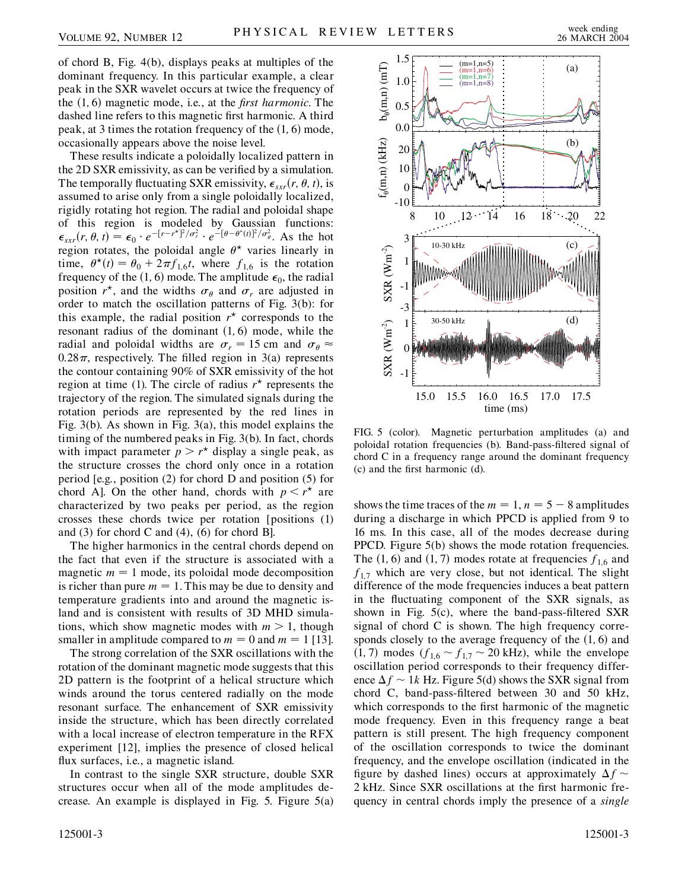of chord B, Fig. 4(b), displays peaks at multiples of the dominant frequency. In this particular example, a clear peak in the SXR wavelet occurs at twice the frequency of the (1, 6) magnetic mode, i.e., at the *first harmonic*. The dashed line refers to this magnetic first harmonic. A third peak, at 3 times the rotation frequency of the (1, 6) mode, occasionally appears above the noise level.

These results indicate a poloidally localized pattern in the 2D SXR emissivity, as can be verified by a simulation. The temporally fluctuating SXR emissivity, $\epsilon_{sxr}(r, \theta, t)$, is assumed to arise only from a single poloidally localized, rigidly rotating hot region. The radial and poloidal shape of this region is modeled by Gaussian functions: $\epsilon_{sxr}(r, \theta, t) = \epsilon_0 \cdot e^{-[r-r^\star]^2/\sigma_r^2} \cdot e^{-[\theta-\theta^\star(t)]^2/\sigma_\theta^2}$. As the hot region rotates, the poloidal angle $\theta^\star$ varies linearly in time, $\theta^\star(t) = \theta_0 + 2\pi f_{1,6} t$, where $f_{1,6}$ is the rotation frequency of the (1, 6) mode. The amplitude $\epsilon_0$, the radial position $r^\star$, and the widths $\sigma_\theta$ and $\sigma_r$ are adjusted in order to match the oscillation patterns of Fig. 3(b): for this example, the radial position $r^\star$ corresponds to the resonant radius of the dominant (1, 6) mode, while the radial and poloidal widths are $\sigma_r = 15$ cm and $\sigma_\theta \approx 0.28\pi$, respectively. The filled region in 3(a) represents the contour containing 90% of SXR emissivity of the hot region at time (1). The circle of radius $r^\star$ represents the trajectory of the region. The simulated signals during the rotation periods are represented by the red lines in Fig. 3(b). As shown in Fig. 3(a), this model explains the timing of the numbered peaks in Fig. 3(b). In fact, chords with impact parameter $p > r^\star$ display a single peak, as the structure crosses the chord only once in a rotation period [e.g., position (2) for chord D and position (5) for chord A]. On the other hand, chords with $p < r^\star$ are characterized by two peaks per period, as the region crosses these chords twice per rotation [positions (1) and (3) for chord C and (4), (6) for chord B].

The higher harmonics in the central chords depend on the fact that even if the structure is associated with a magnetic $m = 1$ mode, its poloidal mode decomposition is richer than pure $m = 1$. This may be due to density and temperature gradients into and around the magnetic island and is consistent with results of 3D MHD simulations, which show magnetic modes with $m > 1$, though smaller in amplitude compared to $m = 0$ and $m = 1$ [13].

The strong correlation of the SXR oscillations with the rotation of the dominant magnetic mode suggests that this 2D pattern is the footprint of a helical structure which winds around the torus centered radially on the mode resonant surface. The enhancement of SXR emissivity inside the structure, which has been directly correlated with a local increase of electron temperature in the RFX experiment [12], implies the presence of closed helical flux surfaces, i.e., a magnetic island.

In contrast to the single SXR structure, double SXR structures occur when all of the mode amplitudes decrease. An example is displayed in Fig. 5. Figure 5(a) shows the time traces of the $m = 1$, $n = 5 - 8$ amplitudes during a discharge in which PPCD is applied from 9 to 16 ms. In this case, all of the modes decrease during PPCD. Figure 5(b) shows the mode rotation frequencies. The (1, 6) and (1, 7) modes rotate at frequencies $f_{1,6}$ and $f_{1,7}$ which are very close, but not identical. The slight difference of the mode frequencies induces a beat pattern in the fluctuating component of the SXR signals, as shown in Fig. 5(c), where the band-pass-filtered SXR signal of chord C is shown. The high frequency corresponds closely to the average frequency of the (1, 6) and (1, 7) modes ($f_{1,6} \sim f_{1,7} \sim 20$ kHz), while the envelope oscillation period corresponds to their frequency difference $\Delta f \sim 1k$ Hz. Figure 5(d) shows the SXR signal from chord C, band-pass-filtered between 30 and 50 kHz, which corresponds to the first harmonic of the magnetic mode frequency. Even in this frequency range a beat pattern is still present. The high frequency component of the oscillation corresponds to twice the dominant frequency, and the envelope oscillation (indicated in the figure by dashed lines) occurs at approximately $\Delta f \sim 2$ kHz. Since SXR oscillations at the first harmonic frequency in central chords imply the presence of a *single*

FIG. 5 (color). Magnetic perturbation amplitudes (a) and poloidal rotation frequencies (b). Band-pass-filtered signal of chord C in a frequency range around the dominant frequency (c) and the first harmonic (d).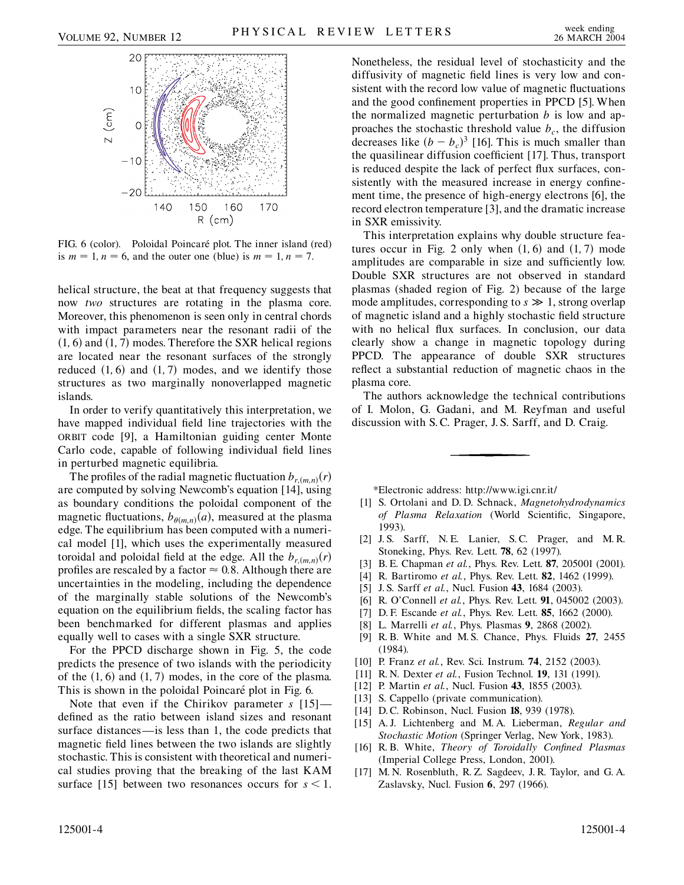20
10
0
−10
−20
Z (cm)
140 150 160 170
R (cm)

FIG. 6 (color). Poloidal Poincaré plot. The inner island (red) is $m = 1$, $n = 6$, and the outer one (blue) is $m = 1$, $n = 7$.

helical structure, the beat at that frequency suggests that now *two* structures are rotating in the plasma core. Moreover, this phenomenon is seen only in central chords with impact parameters near the resonant radii of the (1, 6) and (1, 7) modes. Therefore the SXR helical regions are located near the resonant surfaces of the strongly reduced (1, 6) and (1, 7) modes, and we identify those structures as two marginally nonoverlapped magnetic islands.

In order to verify quantitatively this interpretation, we have mapped individual field line trajectories with the ORBIT code [9], a Hamiltonian guiding center Monte Carlo code, capable of following individual field lines in perturbed magnetic equilibria.

The profiles of the radial magnetic fluctuation $b_{r,(m,n)}(r)$ are computed by solving Newcomb's equation [14], using as boundary conditions the poloidal component of the magnetic fluctuations, $b_{\theta(m,n)}(a)$, measured at the plasma edge. The equilibrium has been computed with a numerical model [1], which uses the experimentally measured toroidal and poloidal field at the edge. All the $b_{r,(m,n)}(r)$ profiles are rescaled by a factor $\approx 0.8$. Although there are uncertainties in the modeling, including the dependence of the marginally stable solutions of the Newcomb's equation on the equilibrium fields, the scaling factor has been benchmarked for different plasmas and applies equally well to cases with a single SXR structure.

For the PPCD discharge shown in Fig. 5, the code predicts the presence of two islands with the periodicity of the (1, 6) and (1, 7) modes, in the core of the plasma. This is shown in the poloidal Poincaré plot in Fig. 6.

Note that even if the Chirikov parameter $s$ [15]—defined as the ratio between island sizes and resonant surface distances—is less than 1, the code predicts that magnetic field lines between the two islands are slightly stochastic. This is consistent with theoretical and numerical studies proving that the breaking of the last KAM surface [15] between two resonances occurs for $s < 1$. Nonetheless, the residual level of stochasticity and the diffusivity of magnetic field lines is very low and consistent with the record low value of magnetic fluctuations and the good confinement properties in PPCD [5]. When the normalized magnetic perturbation $b$ is low and approaches the stochastic threshold value $b_c$, the diffusion decreases like $(b - b_c)^3$ [16]. This is much smaller than the quasilinear diffusion coefficient [17]. Thus, transport is reduced despite the lack of perfect flux surfaces, consistently with the measured increase in energy confinement time, the presence of high-energy electrons [6], the record electron temperature [3], and the dramatic increase in SXR emissivity.

This interpretation explains why double structure features occur in Fig. 2 only when (1, 6) and (1, 7) mode amplitudes are comparable in size and sufficiently low. Double SXR structures are not observed in standard plasmas (shaded region of Fig. 2) because of the large mode amplitudes, corresponding to $s \gg 1$, strong overlap of magnetic island and a highly stochastic field structure with no helical flux surfaces. In conclusion, our data clearly show a change in magnetic topology during PPCD. The appearance of double SXR structures reflect a substantial reduction of magnetic chaos in the plasma core.

The authors acknowledge the technical contributions of I. Molon, G. Gadani, and M. Reyfman and useful discussion with S. C. Prager, J. S. Sarff, and D. Craig.

*Electronic address: http://www.igi.cnr.it/

[1] S. Ortolani and D. D. Schnack, *Magnetohydrodynamics of Plasma Relaxation* (World Scientific, Singapore, 1993).
[2] J. S. Sarff, N. E. Lanier, S. C. Prager, and M. R. Stoneking, Phys. Rev. Lett. **78**, 62 (1997).
[3] B. E. Chapman *et al.*, Phys. Rev. Lett. **87**, 205001 (2001).
[4] R. Bartiromo *et al.*, Phys. Rev. Lett. **82**, 1462 (1999).
[5] J. S. Sarff *et al.*, Nucl. Fusion **43**, 1684 (2003).
[6] R. O'Connell *et al.*, Phys. Rev. Lett. **91**, 045002 (2003).
[7] D. F. Escande *et al.*, Phys. Rev. Lett. **85**, 1662 (2000).
[8] L. Marrelli *et al.*, Phys. Plasmas **9**, 2868 (2002).
[9] R. B. White and M. S. Chance, Phys. Fluids **27**, 2455 (1984).
[10] P. Franz *et al.*, Rev. Sci. Instrum. **74**, 2152 (2003).
[11] R. N. Dexter *et al.*, Fusion Technol. **19**, 131 (1991).
[12] P. Martin *et al.*, Nucl. Fusion **43**, 1855 (2003).
[13] S. Cappello (private communication).
[14] D. C. Robinson, Nucl. Fusion **18**, 939 (1978).
[15] A. J. Lichtenberg and M. A. Lieberman, *Regular and Stochastic Motion* (Springer Verlag, New York, 1983).
[16] R. B. White, *Theory of Toroidally Confined Plasmas* (Imperial College Press, London, 2001).
[17] M. N. Rosenbluth, R. Z. Sagdeev, J. R. Taylor, and G. A. Zaslavsky, Nucl. Fusion **6**, 297 (1966).